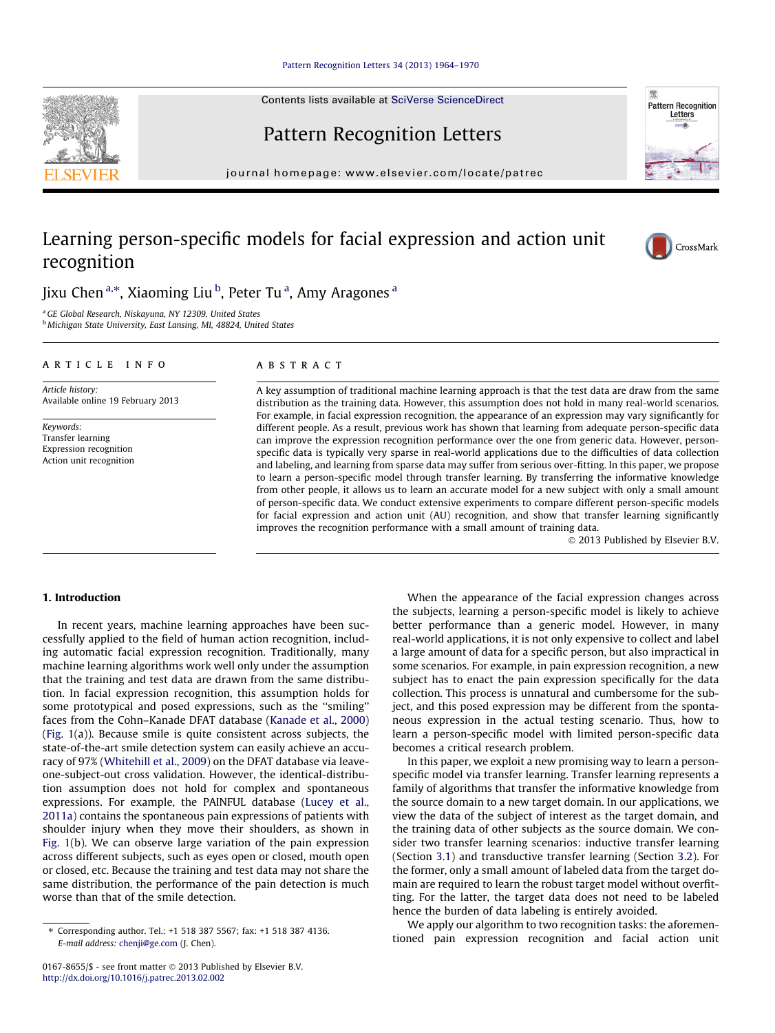Contents lists available at SciVerse ScienceDirect

# Pattern Recognition Letters

journal homepage: www.elsevier.com/locate/patrec

# Learning person-specific models for facial expression and action unit recognition

Jixu Chen [a,*], Xiaoming Liu [b], Peter Tu [a], Amy Aragones [a]

[a] GE Global Research, Niskayuna, NY 12309, United States
[b] Michigan State University, East Lansing, MI, 48824, United States

**ARTICLE INFO**

*Article history:*
Available online 19 February 2013

*Keywords:*
Transfer learning
Expression recognition
Action unit recognition

**ABSTRACT**

A key assumption of traditional machine learning approach is that the test data are draw from the same distribution as the training data. However, this assumption does not hold in many real-world scenarios. For example, in facial expression recognition, the appearance of an expression may vary significantly for different people. As a result, previous work has shown that learning from adequate person-specific data can improve the expression recognition performance over the one from generic data. However, person-specific data is typically very sparse in real-world applications due to the difficulties of data collection and labeling, and learning from sparse data may suffer from serious over-fitting. In this paper, we propose to learn a person-specific model through transfer learning. By transferring the informative knowledge from other people, it allows us to learn an accurate model for a new subject with only a small amount of person-specific data. We conduct extensive experiments to compare different person-specific models for facial expression and action unit (AU) recognition, and show that transfer learning significantly improves the recognition performance with a small amount of training data.

© 2013 Published by Elsevier B.V.

## 1. Introduction

In recent years, machine learning approaches have been successfully applied to the field of human action recognition, including automatic facial expression recognition. Traditionally, many machine learning algorithms work well only under the assumption that the training and test data are drawn from the same distribution. In facial expression recognition, this assumption holds for some prototypical and posed expressions, such as the "smiling" faces from the Cohn–Kanade DFAT database (Kanade et al., 2000) (Fig. 1(a)). Because smile is quite consistent across subjects, the state-of-the-art smile detection system can easily achieve an accuracy of 97% (Whitehill et al., 2009) on the DFAT database via leave-one-subject-out cross validation. However, the identical-distribution assumption does not hold for complex and spontaneous expressions. For example, the PAINFUL database (Lucey et al., 2011a) contains the spontaneous pain expressions of patients with shoulder injury when they move their shoulders, as shown in Fig. 1(b). We can observe large variation of the pain expression across different subjects, such as eyes open or closed, mouth open or closed, etc. Because the training and test data may not share the same distribution, the performance of the pain detection is much worse than that of the smile detection.

When the appearance of the facial expression changes across the subjects, learning a person-specific model is likely to achieve better performance than a generic model. However, in many real-world applications, it is not only expensive to collect and label a large amount of data for a specific person, but also impractical in some scenarios. For example, in pain expression recognition, a new subject has to enact the pain expression specifically for the data collection. This process is unnatural and cumbersome for the subject, and this posed expression may be different from the spontaneous expression in the actual testing scenario. Thus, how to learn a person-specific model with limited person-specific data becomes a critical research problem.

In this paper, we exploit a new promising way to learn a person-specific model via transfer learning. Transfer learning represents a family of algorithms that transfer the informative knowledge from the source domain to a new target domain. In our applications, we view the data of the subject of interest as the target domain, and the training data of other subjects as the source domain. We consider two transfer learning scenarios: inductive transfer learning (Section 3.1) and transductive transfer learning (Section 3.2). For the former, only a small amount of labeled data from the target domain are required to learn the robust target model without overfitting. For the latter, the target data does not need to be labeled hence the burden of data labeling is entirely avoided.

We apply our algorithm to two recognition tasks: the aforementioned pain expression recognition and facial action unit

* Corresponding author. Tel.: +1 518 387 5567; fax: +1 518 387 4136.
*E-mail address:* chenji@ge.com (J. Chen).

0167-8655/$ - see front matter © 2013 Published by Elsevier B.V.
http://dx.doi.org/10.1016/j.patrec.2013.02.002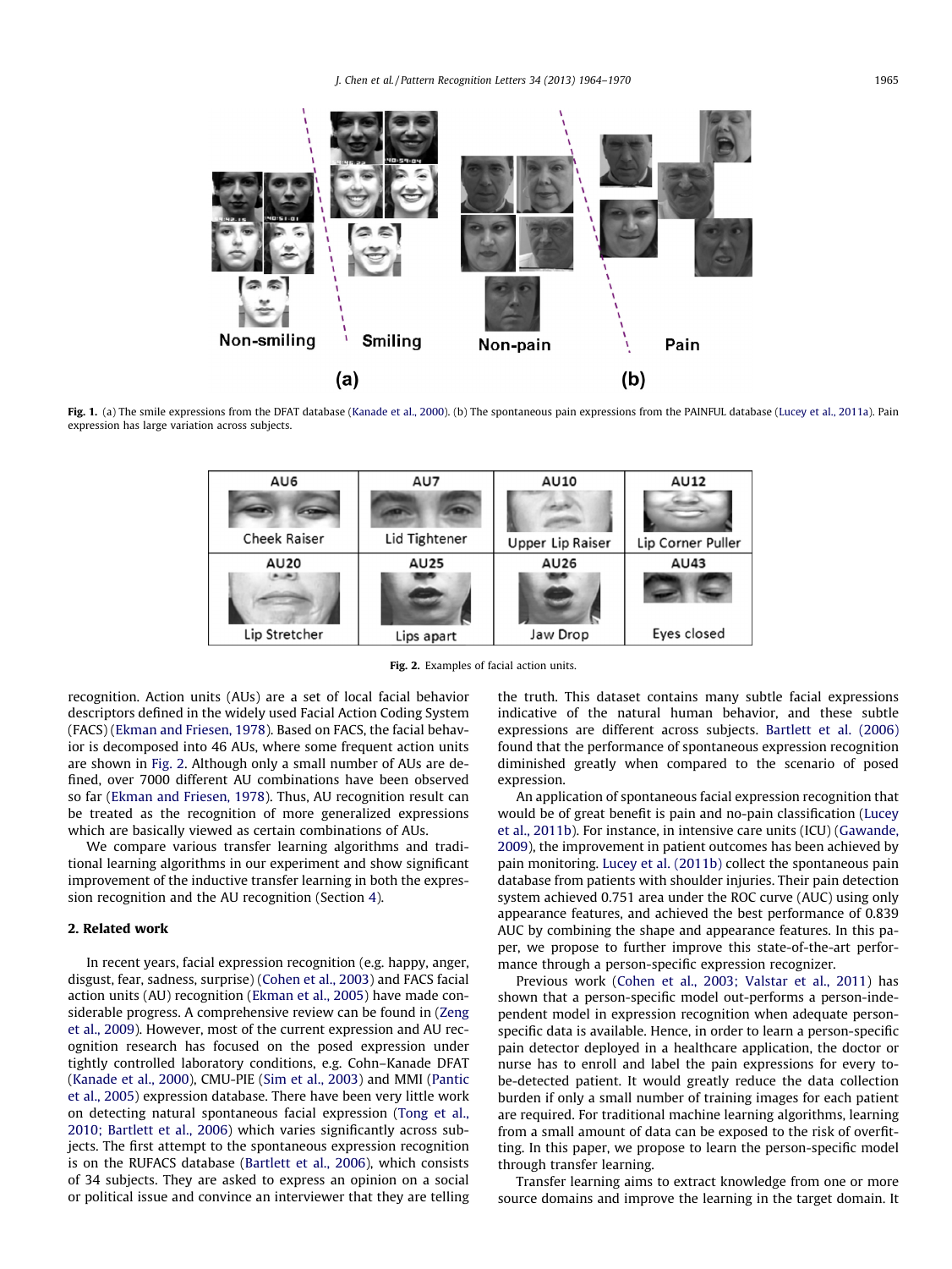Fig. 1. (a) The smile expressions from the DFAT database (Kanade et al., 2000). (b) The spontaneous pain expressions from the PAINFUL database (Lucey et al., 2011a). Pain expression has large variation across subjects.

Fig. 2. Examples of facial action units.

recognition. Action units (AUs) are a set of local facial behavior descriptors defined in the widely used Facial Action Coding System (FACS) (Ekman and Friesen, 1978). Based on FACS, the facial behavior is decomposed into 46 AUs, where some frequent action units are shown in Fig. 2. Although only a small number of AUs are defined, over 7000 different AU combinations have been observed so far (Ekman and Friesen, 1978). Thus, AU recognition result can be treated as the recognition of more generalized expressions which are basically viewed as certain combinations of AUs.

We compare various transfer learning algorithms and traditional learning algorithms in our experiment and show significant improvement of the inductive transfer learning in both the expression recognition and the AU recognition (Section 4).

## 2. Related work

In recent years, facial expression recognition (e.g. happy, anger, disgust, fear, sadness, surprise) (Cohen et al., 2003) and FACS facial action units (AU) recognition (Ekman et al., 2005) have made considerable progress. A comprehensive review can be found in (Zeng et al., 2009). However, most of the current expression and AU recognition research has focused on the posed expression under tightly controlled laboratory conditions, e.g. Cohn–Kanade DFAT (Kanade et al., 2000), CMU-PIE (Sim et al., 2003) and MMI (Pantic et al., 2005) expression database. There have been very little work on detecting natural spontaneous facial expression (Tong et al., 2010; Bartlett et al., 2006) which varies significantly across subjects. The first attempt to the spontaneous expression recognition is on the RUFACS database (Bartlett et al., 2006), which consists of 34 subjects. They are asked to express an opinion on a social or political issue and convince an interviewer that they are telling the truth. This dataset contains many subtle facial expressions indicative of the natural human behavior, and these subtle expressions are different across subjects. Bartlett et al. (2006) found that the performance of spontaneous expression recognition diminished greatly when compared to the scenario of posed expression.

An application of spontaneous facial expression recognition that would be of great benefit is pain and no-pain classification (Lucey et al., 2011b). For instance, in intensive care units (ICU) (Gawande, 2009), the improvement in patient outcomes has been achieved by pain monitoring. Lucey et al. (2011b) collect the spontaneous pain database from patients with shoulder injuries. Their pain detection system achieved 0.751 area under the ROC curve (AUC) using only appearance features, and achieved the best performance of 0.839 AUC by combining the shape and appearance features. In this paper, we propose to further improve this state-of-the-art performance through a person-specific expression recognizer.

Previous work (Cohen et al., 2003; Valstar et al., 2011) has shown that a person-specific model out-performs a person-independent model in expression recognition when adequate person-specific data is available. Hence, in order to learn a person-specific pain detector deployed in a healthcare application, the doctor or nurse has to enroll and label the pain expressions for every to-be-detected patient. It would greatly reduce the data collection burden if only a small number of training images for each patient are required. For traditional machine learning algorithms, learning from a small amount of data can be exposed to the risk of overfitting. In this paper, we propose to learn the person-specific model through transfer learning.

Transfer learning aims to extract knowledge from one or more source domains and improve the learning in the target domain. It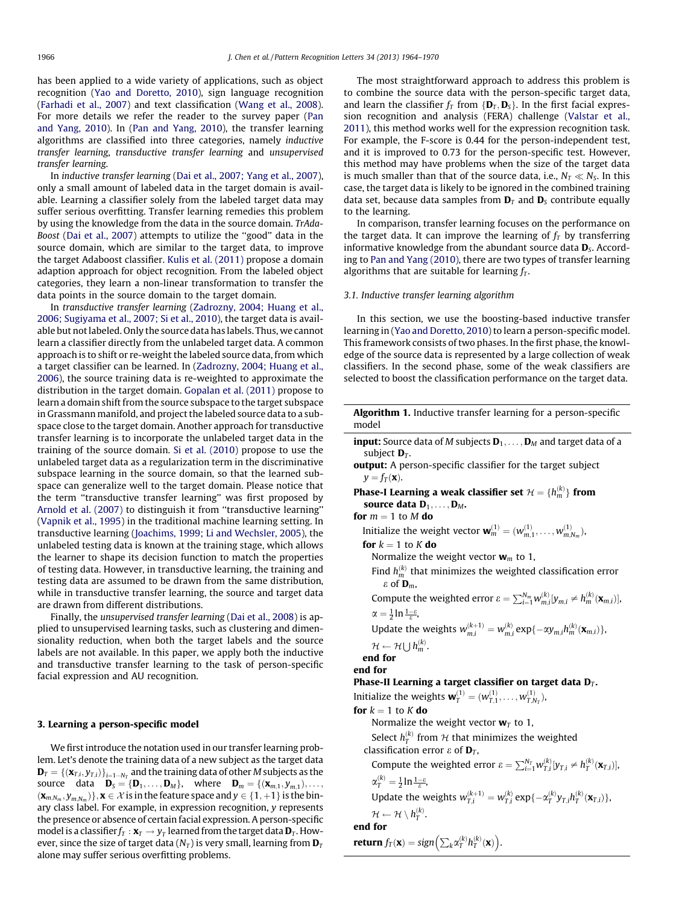has been applied to a wide variety of applications, such as object recognition (Yao and Doretto, 2010), sign language recognition (Farhadi et al., 2007) and text classification (Wang et al., 2008). For more details we refer the reader to the survey paper (Pan and Yang, 2010). In (Pan and Yang, 2010), the transfer learning algorithms are classified into three categories, namely *inductive transfer learning*, *transductive transfer learning* and *unsupervised transfer learning*.

In *inductive transfer learning* (Dai et al., 2007; Yang et al., 2007), only a small amount of labeled data in the target domain is available. Learning a classifier solely from the labeled target data may suffer serious overfitting. Transfer learning remedies this problem by using the knowledge from the data in the source domain. *TrAdaBoost* (Dai et al., 2007) attempts to utilize the "good" data in the source domain, which are similar to the target data, to improve the target Adaboost classifier. Kulis et al. (2011) propose a domain adaption approach for object recognition. From the labeled object categories, they learn a non-linear transformation to transfer the data points in the source domain to the target domain.

In *transductive transfer learning* (Zadrozny, 2004; Huang et al., 2006; Sugiyama et al., 2007; Si et al., 2010), the target data is available but not labeled. Only the source data has labels. Thus, we cannot learn a classifier directly from the unlabeled target data. A common approach is to shift or re-weight the labeled source data, from which a target classifier can be learned. In (Zadrozny, 2004; Huang et al., 2006), the source training data is re-weighted to approximate the distribution in the target domain. Gopalan et al. (2011) propose to learn a domain shift from the source subspace to the target subspace in Grassmann manifold, and project the labeled source data to a subspace close to the target domain. Another approach for transductive transfer learning is to incorporate the unlabeled target data in the training of the source domain. Si et al. (2010) propose to use the unlabeled target data as a regularization term in the discriminative subspace learning in the source domain, so that the learned subspace can generalize well to the target domain. Please notice that the term "transductive transfer learning" was first proposed by Arnold et al. (2007) to distinguish it from "transductive learning" (Vapnik et al., 1995) in the traditional machine learning setting. In transductive learning (Joachims, 1999; Li and Wechsler, 2005), the unlabeled testing data is known at the training stage, which allows the learner to shape its decision function to match the properties of testing data. However, in transductive learning, the training and testing data are assumed to be drawn from the same distribution, while in transductive transfer learning, the source and target data are drawn from different distributions.

Finally, the *unsupervised transfer learning* (Dai et al., 2008) is applied to unsupervised learning tasks, such as clustering and dimensionality reduction, when both the target labels and the source labels are not available. In this paper, we apply both the inductive and transductive transfer learning to the task of person-specific facial expression and AU recognition.

## 3. Learning a person-specific model

We first introduce the notation used in our transfer learning problem. Let's denote the training data of a new subject as the target data $\mathbf{D}_T = \{(\mathbf{x}_{T,i}, y_{T,i})\}_{i=1\cdots N_T}$ and the training data of other $M$ subjects as the source data $\mathbf{D}_S = \{\mathbf{D}_1, \ldots, \mathbf{D}_M\}$, where $\mathbf{D}_m = \{(\mathbf{x}_{m,1}, y_{m,1}), \ldots, (\mathbf{x}_{m,N_m}, y_{m,N_m})\}, \mathbf{x} \in \mathcal{X}$ is in the feature space and $y \in \{1, +1\}$ is the binary class label. For example, in expression recognition, $y$ represents the presence or absence of certain facial expression. A person-specific model is a classifier $f_T : \mathbf{x}_T \rightarrow y_T$ learned from the target data $\mathbf{D}_T$. However, since the size of target data ($N_T$) is very small, learning from $\mathbf{D}_T$ alone may suffer serious overfitting problems.

The most straightforward approach to address this problem is to combine the source data with the person-specific target data, and learn the classifier $f_T$ from $\{\mathbf{D}_T, \mathbf{D}_S\}$. In the first facial expression recognition and analysis (FERA) challenge (Valstar et al., 2011), this method works well for the expression recognition task. For example, the F-score is 0.44 for the person-independent test, and it is improved to 0.73 for the person-specific test. However, this method may have problems when the size of the target data is much smaller than that of the source data, i.e., $N_T \ll N_S$. In this case, the target data is likely to be ignored in the combined training data set, because data samples from $\mathbf{D}_T$ and $\mathbf{D}_S$ contribute equally to the learning.

In comparison, transfer learning focuses on the performance on the target data. It can improve the learning of $f_T$ by transferring informative knowledge from the abundant source data $\mathbf{D}_S$. According to Pan and Yang (2010), there are two types of transfer learning algorithms that are suitable for learning $f_T$.

### 3.1. Inductive transfer learning algorithm

In this section, we use the boosting-based inductive transfer learning in (Yao and Doretto, 2010) to learn a person-specific model. This framework consists of two phases. In the first phase, the knowledge of the source data is represented by a large collection of weak classifiers. In the second phase, some of the weak classifiers are selected to boost the classification performance on the target data.

**Algorithm 1.** Inductive transfer learning for a person-specific model

**input:** Source data of $M$ subjects $\mathbf{D}_1, \ldots, \mathbf{D}_M$ and target data of a subject $\mathbf{D}_T$.
**output:** A person-specific classifier for the target subject $y = f_T(\mathbf{x})$.
**Phase-I Learning a weak classifier set $\mathcal{H} = \{h_m^{(k)}\}$ from source data $\mathbf{D}_1, \ldots, \mathbf{D}_M$.**
**for** $m = 1$ to $M$ **do**
  Initialize the weight vector $\mathbf{w}_m^{(1)} = (w_{m,1}^{(1)}, \ldots, w_{m,N_m}^{(1)})$,
  **for** $k = 1$ to $K$ **do**
    Normalize the weight vector $\mathbf{w}_m$ to 1,
    Find $h_m^{(k)}$ that minimizes the weighted classification error $\varepsilon$ of $\mathbf{D}_m$,
    Compute the weighted error $\varepsilon = \sum_{i=1}^{N_m} w_{m,i}^{(k)}[y_{m,i} \neq h_m^{(k)}(\mathbf{x}_{m,i})]$,
    $\alpha = \frac{1}{2}\ln\frac{1-\varepsilon}{\varepsilon}$,
    Update the weights $w_{m,i}^{(k+1)} = w_{m,i}^{(k)} \exp\{-\alpha y_{m,i} h_m^{(k)}(\mathbf{x}_{m,i})\}$,
    $\mathcal{H} \leftarrow \mathcal{H} \bigcup h_m^{(k)}$.
  **end for**
**end for**
**Phase-II Learning a target classifier on target data $\mathbf{D}_T$.**
Initialize the weights $\mathbf{w}_T^{(1)} = (w_{T,1}^{(1)}, \ldots, w_{T,N_T}^{(1)})$,
**for** $k = 1$ to $K$ **do**
    Normalize the weight vector $\mathbf{w}_T$ to 1,
    Select $h_T^{(k)}$ from $\mathcal{H}$ that minimizes the weighted classification error $\varepsilon$ of $\mathbf{D}_T$,
    Compute the weighted error $\varepsilon = \sum_{i=1}^{N_T} w_{T,i}^{(k)}[y_{T,i} \neq h_T^{(k)}(\mathbf{x}_{T,i})]$,
    $\alpha_T^{(k)} = \frac{1}{2}\ln\frac{1-\varepsilon}{\varepsilon}$,
    Update the weights $w_{T,i}^{(k+1)} = w_{T,i}^{(k)} \exp\{-\alpha_T^{(k)} y_{T,i} h_T^{(k)}(\mathbf{x}_{T,i})\}$,
    $\mathcal{H} \leftarrow \mathcal{H} \setminus h_T^{(k)}$.
**end for**
**return** $f_T(\mathbf{x}) = sign\left(\sum_k \alpha_T^{(k)} h_T^{(k)}(\mathbf{x})\right)$.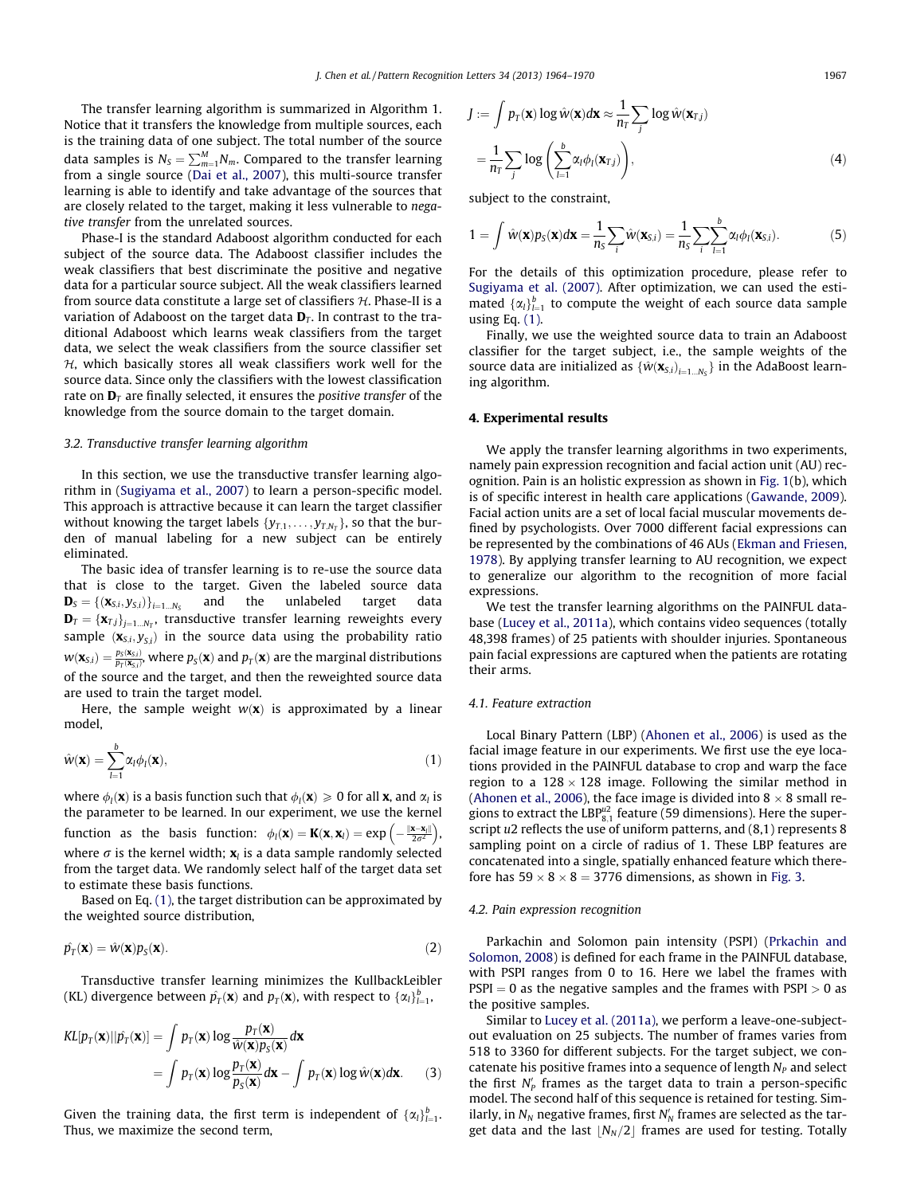The transfer learning algorithm is summarized in Algorithm 1. Notice that it transfers the knowledge from multiple sources, each is the training data of one subject. The total number of the source data samples is $N_S = \sum_{m=1}^{M} N_m$. Compared to the transfer learning from a single source (Dai et al., 2007), this multi-source transfer learning is able to identify and take advantage of the sources that are closely related to the target, making it less vulnerable to *negative transfer* from the unrelated sources.

Phase-I is the standard Adaboost algorithm conducted for each subject of the source data. The Adaboost classifier includes the weak classifiers that best discriminate the positive and negative data for a particular source subject. All the weak classifiers learned from source data constitute a large set of classifiers $\mathcal{H}$. Phase-II is a variation of Adaboost on the target data $\mathbf{D}_T$. In contrast to the traditional Adaboost which learns weak classifiers from the target data, we select the weak classifiers from the source classifier set $\mathcal{H}$, which basically stores all weak classifiers work well for the source data. Since only the classifiers with the lowest classification rate on $\mathbf{D}_T$ are finally selected, it ensures the *positive transfer* of the knowledge from the source domain to the target domain.

### 3.2. Transductive transfer learning algorithm

In this section, we use the transductive transfer learning algorithm in (Sugiyama et al., 2007) to learn a person-specific model. This approach is attractive because it can learn the target classifier without knowing the target labels $\{y_{T,1}, \ldots, y_{T,N_T}\}$, so that the burden of manual labeling for a new subject can be entirely eliminated.

The basic idea of transfer learning is to re-use the source data that is close to the target. Given the labeled source data $\mathbf{D}_S = \{(\mathbf{x}_{S,i}, y_{S,i})\}_{i=1\ldots N_S}$ and the unlabeled target data $\mathbf{D}_T = \{\mathbf{x}_{T,j}\}_{j=1\ldots N_T}$, transductive transfer learning reweights every sample $(\mathbf{x}_{S,i}, y_{S,i})$ in the source data using the probability ratio $w(\mathbf{x}_{S,i}) = \frac{p_S(\mathbf{x}_{S,i})}{p_T(\mathbf{x}_{S,i})}$, where $p_S(\mathbf{x})$ and $p_T(\mathbf{x})$ are the marginal distributions of the source and the target, and then the reweighted source data are used to train the target model.

Here, the sample weight $w(\mathbf{x})$ is approximated by a linear model,

$$\hat{w}(\mathbf{x}) = \sum_{l=1}^{b} \alpha_l \phi_l(\mathbf{x}), \tag{1}$$

where $\phi_l(\mathbf{x})$ is a basis function such that $\phi_l(\mathbf{x}) \geqslant 0$ for all $\mathbf{x}$, and $\alpha_l$ is the parameter to be learned. In our experiment, we use the kernel function as the basis function: $\phi_l(\mathbf{x}) = \mathbf{K}(\mathbf{x}, \mathbf{x}_l) = \exp\left(-\frac{\|\mathbf{x}-\mathbf{x}_l\|}{2\sigma^2}\right)$, where $\sigma$ is the kernel width; $\mathbf{x}_l$ is a data sample randomly selected from the target data. We randomly select half of the target data set to estimate these basis functions.

Based on Eq. (1), the target distribution can be approximated by the weighted source distribution,

$$\hat{p_T}(\mathbf{x}) = \hat{w}(\mathbf{x}) p_S(\mathbf{x}). \tag{2}$$

Transductive transfer learning minimizes the KullbackLeibler (KL) divergence between $\hat{p_T}(\mathbf{x})$ and $p_T(\mathbf{x})$, with respect to $\{\alpha_l\}_{l=1}^{b}$,

$$\begin{aligned} KL[p_T(\mathbf{x})||\hat{p_T}(\mathbf{x})] &= \int p_T(\mathbf{x}) \log \frac{p_T(\mathbf{x})}{\hat{w}(\mathbf{x}) p_S(\mathbf{x})} d\mathbf{x} \\ &= \int p_T(\mathbf{x}) \log \frac{p_T(\mathbf{x})}{p_S(\mathbf{x})} d\mathbf{x} - \int p_T(\mathbf{x}) \log \hat{w}(\mathbf{x}) d\mathbf{x}. \end{aligned} \tag{3}$$

Given the training data, the first term is independent of $\{\alpha_l\}_{l=1}^{b}$. Thus, we maximize the second term,

$$\begin{aligned} J &:= \int p_T(\mathbf{x}) \log \hat{w}(\mathbf{x}) d\mathbf{x} \approx \frac{1}{n_T} \sum_j \log \hat{w}(\mathbf{x}_{T,j}) \\ &= \frac{1}{n_T} \sum_j \log \left( \sum_{l=1}^{b} \alpha_l \phi_l(\mathbf{x}_{T,j}) \right), \end{aligned} \tag{4}$$

subject to the constraint,

$$1 = \int \hat{w}(\mathbf{x}) p_S(\mathbf{x}) d\mathbf{x} = \frac{1}{n_S} \sum_i \hat{w}(\mathbf{x}_{S,i}) = \frac{1}{n_S} \sum_i \sum_{l=1}^{b} \alpha_l \phi_l(\mathbf{x}_{S,i}). \tag{5}$$

For the details of this optimization procedure, please refer to Sugiyama et al. (2007). After optimization, we can used the estimated $\{\alpha_l\}_{l=1}^{b}$ to compute the weight of each source data sample using Eq. (1).

Finally, we use the weighted source data to train an Adaboost classifier for the target subject, i.e., the sample weights of the source data are initialized as $\{\hat{w}(\mathbf{x}_{S,i})_{i=1\ldots N_S}\}$ in the AdaBoost learning algorithm.

## 4. Experimental results

We apply the transfer learning algorithms in two experiments, namely pain expression recognition and facial action unit (AU) recognition. Pain is an holistic expression as shown in Fig. 1(b), which is of specific interest in health care applications (Gawande, 2009). Facial action units are a set of local facial muscular movements defined by psychologists. Over 7000 different facial expressions can be represented by the combinations of 46 AUs (Ekman and Friesen, 1978). By applying transfer learning to AU recognition, we expect to generalize our algorithm to the recognition of more facial expressions.

We test the transfer learning algorithms on the PAINFUL database (Lucey et al., 2011a), which contains video sequences (totally 48,398 frames) of 25 patients with shoulder injuries. Spontaneous pain facial expressions are captured when the patients are rotating their arms.

### 4.1. Feature extraction

Local Binary Pattern (LBP) (Ahonen et al., 2006) is used as the facial image feature in our experiments. We first use the eye locations provided in the PAINFUL database to crop and warp the face region to a $128 \times 128$ image. Following the similar method in (Ahonen et al., 2006), the face image is divided into $8 \times 8$ small regions to extract the $\text{LBP}_{8,1}^{u2}$ feature (59 dimensions). Here the superscript $u2$ reflects the use of uniform patterns, and (8,1) represents 8 sampling point on a circle of radius of 1. These LBP features are concatenated into a single, spatially enhanced feature which therefore has $59 \times 8 \times 8 = 3776$ dimensions, as shown in Fig. 3.

### 4.2. Pain expression recognition

Parkachin and Solomon pain intensity (PSPI) (Prkachin and Solomon, 2008) is defined for each frame in the PAINFUL database, with PSPI ranges from 0 to 16. Here we label the frames with PSPI = 0 as the negative samples and the frames with PSPI > 0 as the positive samples.

Similar to Lucey et al. (2011a), we perform a leave-one-subject-out evaluation on 25 subjects. The number of frames varies from 518 to 3360 for different subjects. For the target subject, we concatenate his positive frames into a sequence of length $N_P$ and select the first $N_P'$ frames as the target data to train a person-specific model. The second half of this sequence is retained for testing. Similarly, in $N_N$ negative frames, first $N_N'$ frames are selected as the target data and the last $\lfloor N_N/2 \rfloor$ frames are used for testing. Totally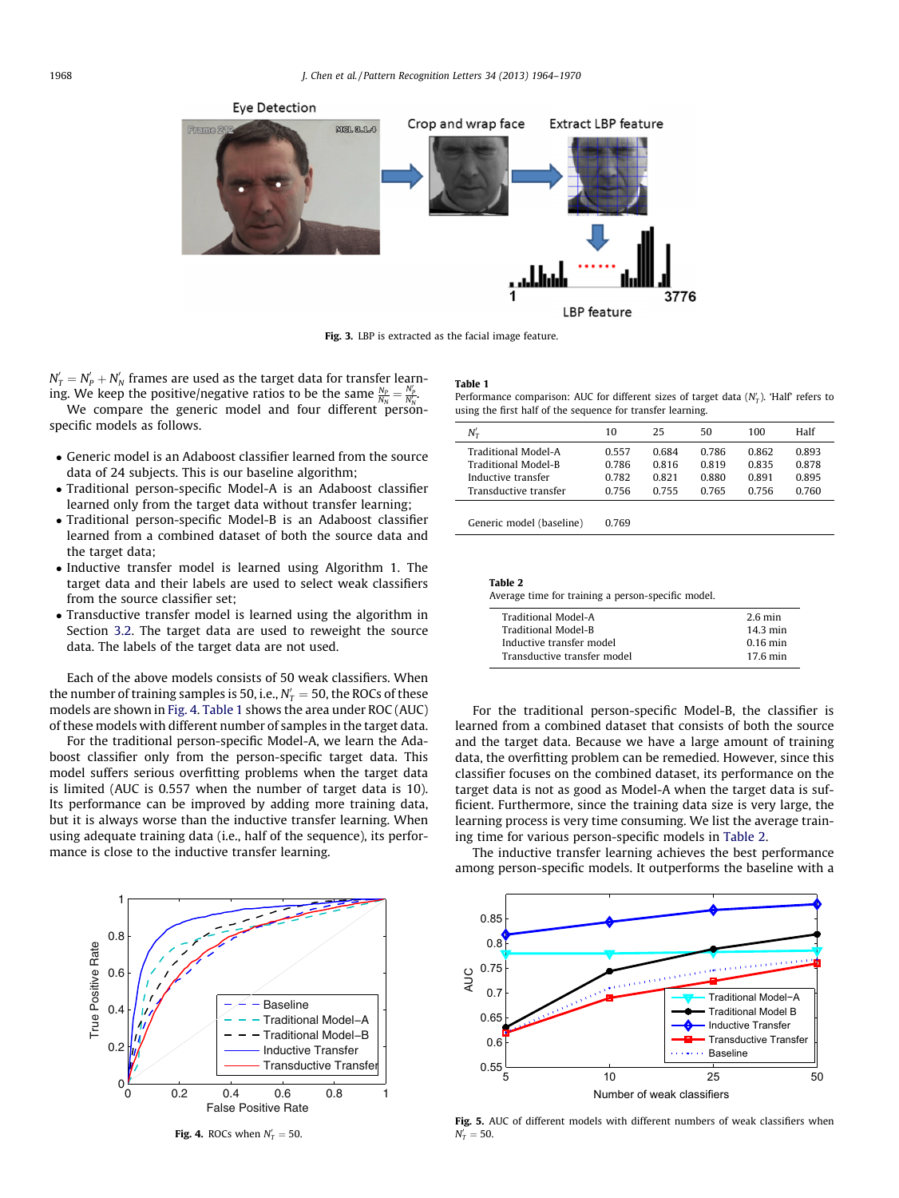Fig. 3. LBP is extracted as the facial image feature.

$N'_T = N'_P + N'_N$ frames are used as the target data for transfer learning. We keep the positive/negative ratios to be the same $\frac{N_P}{N_N} = \frac{N'_P}{N'_N}$.

We compare the generic model and four different person-specific models as follows.

- Generic model is an Adaboost classifier learned from the source data of 24 subjects. This is our baseline algorithm;
- Traditional person-specific Model-A is an Adaboost classifier learned only from the target data without transfer learning;
- Traditional person-specific Model-B is an Adaboost classifier learned from a combined dataset of both the source data and the target data;
- Inductive transfer model is learned using Algorithm 1. The target data and their labels are used to select weak classifiers from the source classifier set;
- Transductive transfer model is learned using the algorithm in Section 3.2. The target data are used to reweight the source data. The labels of the target data are not used.

Each of the above models consists of 50 weak classifiers. When the number of training samples is 50, i.e., $N'_T = 50$, the ROCs of these models are shown in Fig. 4. Table 1 shows the area under ROC (AUC) of these models with different number of samples in the target data.

For the traditional person-specific Model-A, we learn the Adaboost classifier only from the person-specific target data. This model suffers serious overfitting problems when the target data is limited (AUC is 0.557 when the number of target data is 10). Its performance can be improved by adding more training data, but it is always worse than the inductive transfer learning. When using adequate training data (i.e., half of the sequence), its performance is close to the inductive transfer learning.

**Table 1**
Performance comparison: AUC for different sizes of target data ($N'_T$). 'Half' refers to using the first half of the sequence for transfer learning.

| $N'_T$ | 10 | 25 | 50 | 100 | Half |
|---|---|---|---|---|---|
| Traditional Model-A | 0.557 | 0.684 | 0.786 | 0.862 | 0.893 |
| Traditional Model-B | 0.786 | 0.816 | 0.819 | 0.835 | 0.878 |
| Inductive transfer | 0.782 | 0.821 | 0.880 | 0.891 | 0.895 |
| Transductive transfer | 0.756 | 0.755 | 0.765 | 0.756 | 0.760 |
| Generic model (baseline) | 0.769 | | | | |

**Table 2**
Average time for training a person-specific model.

| Model | Time |
|---|---|
| Traditional Model-A | 2.6 min |
| Traditional Model-B | 14.3 min |
| Inductive transfer model | 0.16 min |
| Transductive transfer model | 17.6 min |

For the traditional person-specific Model-B, the classifier is learned from a combined dataset that consists of both the source and the target data. Because we have a large amount of training data, the overfitting problem can be remedied. However, since this classifier focuses on the combined dataset, its performance on the target data is not as good as Model-A when the target data is sufficient. Furthermore, since the training data size is very large, the learning process is very time consuming. We list the average training time for various person-specific models in Table 2.

The inductive transfer learning achieves the best performance among person-specific models. It outperforms the baseline with a

Fig. 4. ROCs when $N'_T = 50$.

Fig. 5. AUC of different models with different numbers of weak classifiers when $N'_T = 50$.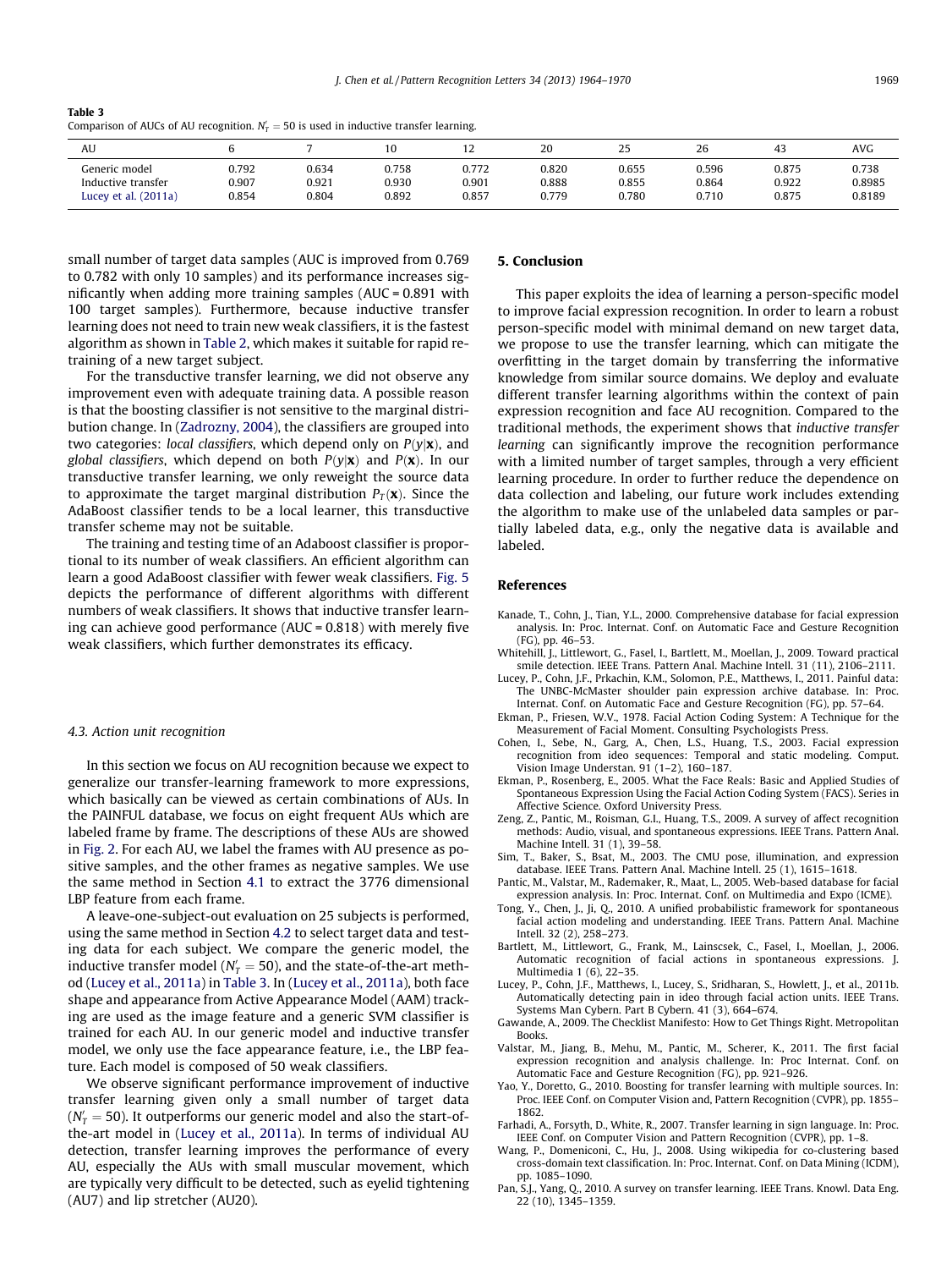**Table 3**
Comparison of AUCs of AU recognition. $N_T' = 50$ is used in inductive transfer learning.

| AU | 6 | 7 | 10 | 12 | 20 | 25 | 26 | 43 | AVG |
|---|---|---|---|---|---|---|---|---|---|
| Generic model | 0.792 | 0.634 | 0.758 | 0.772 | 0.820 | 0.655 | 0.596 | 0.875 | 0.738 |
| Inductive transfer | 0.907 | 0.921 | 0.930 | 0.901 | 0.888 | 0.855 | 0.864 | 0.922 | 0.8985 |
| Lucey et al. (2011a) | 0.854 | 0.804 | 0.892 | 0.857 | 0.779 | 0.780 | 0.710 | 0.875 | 0.8189 |

small number of target data samples (AUC is improved from 0.769 to 0.782 with only 10 samples) and its performance increases significantly when adding more training samples (AUC = 0.891 with 100 target samples). Furthermore, because inductive transfer learning does not need to train new weak classifiers, it is the fastest algorithm as shown in Table 2, which makes it suitable for rapid retraining of a new target subject.

For the transductive transfer learning, we did not observe any improvement even with adequate training data. A possible reason is that the boosting classifier is not sensitive to the marginal distribution change. In (Zadrozny, 2004), the classifiers are grouped into two categories: *local classifiers*, which depend only on $P(y|\mathbf{x})$, and *global classifiers*, which depend on both $P(y|\mathbf{x})$ and $P(\mathbf{x})$. In our transductive transfer learning, we only reweight the source data to approximate the target marginal distribution $P_T(\mathbf{x})$. Since the AdaBoost classifier tends to be a local learner, this transductive transfer scheme may not be suitable.

The training and testing time of an Adaboost classifier is proportional to its number of weak classifiers. An efficient algorithm can learn a good AdaBoost classifier with fewer weak classifiers. Fig. 5 depicts the performance of different algorithms with different numbers of weak classifiers. It shows that inductive transfer learning can achieve good performance (AUC = 0.818) with merely five weak classifiers, which further demonstrates its efficacy.

### 4.3. Action unit recognition

In this section we focus on AU recognition because we expect to generalize our transfer-learning framework to more expressions, which basically can be viewed as certain combinations of AUs. In the PAINFUL database, we focus on eight frequent AUs which are labeled frame by frame. The descriptions of these AUs are showed in Fig. 2. For each AU, we label the frames with AU presence as positive samples, and the other frames as negative samples. We use the same method in Section 4.1 to extract the 3776 dimensional LBP feature from each frame.

A leave-one-subject-out evaluation on 25 subjects is performed, using the same method in Section 4.2 to select target data and testing data for each subject. We compare the generic model, the inductive transfer model ($N_T' = 50$), and the state-of-the-art method (Lucey et al., 2011a) in Table 3. In (Lucey et al., 2011a), both face shape and appearance from Active Appearance Model (AAM) tracking are used as the image feature and a generic SVM classifier is trained for each AU. In our generic model and inductive transfer model, we only use the face appearance feature, i.e., the LBP feature. Each model is composed of 50 weak classifiers.

We observe significant performance improvement of inductive transfer learning given only a small number of target data ($N_T' = 50$). It outperforms our generic model and also the start-of-the-art model in (Lucey et al., 2011a). In terms of individual AU detection, transfer learning improves the performance of every AU, especially the AUs with small muscular movement, which are typically very difficult to be detected, such as eyelid tightening (AU7) and lip stretcher (AU20).

## 5. Conclusion

This paper exploits the idea of learning a person-specific model to improve facial expression recognition. In order to learn a robust person-specific model with minimal demand on new target data, we propose to use the transfer learning, which can mitigate the overfitting in the target domain by transferring the informative knowledge from similar source domains. We deploy and evaluate different transfer learning algorithms within the context of pain expression recognition and face AU recognition. Compared to the traditional methods, the experiment shows that *inductive transfer learning* can significantly improve the recognition performance with a limited number of target samples, through a very efficient learning procedure. In order to further reduce the dependence on data collection and labeling, our future work includes extending the algorithm to make use of the unlabeled data samples or partially labeled data, e.g., only the negative data is available and labeled.

## References

Kanade, T., Cohn, J., Tian, Y.L., 2000. Comprehensive database for facial expression analysis. In: Proc. Internat. Conf. on Automatic Face and Gesture Recognition (FG), pp. 46–53.

Whitehill, J., Littlewort, G., Fasel, I., Bartlett, M., Moellan, J., 2009. Toward practical smile detection. IEEE Trans. Pattern Anal. Machine Intell. 31 (11), 2106–2111.

Lucey, P., Cohn, J.F., Prkachin, K.M., Solomon, P.E., Matthews, I., 2011. Painful data: The UNBC-McMaster shoulder pain expression archive database. In: Proc. Internat. Conf. on Automatic Face and Gesture Recognition (FG), pp. 57–64.

Ekman, P., Friesen, W.V., 1978. Facial Action Coding System: A Technique for the Measurement of Facial Moment. Consulting Psychologists Press.

Cohen, I., Sebe, N., Garg, A., Chen, L.S., Huang, T.S., 2003. Facial expression recognition from ideo sequences: Temporal and static modeling. Comput. Vision Image Understan. 91 (1–2), 160–187.

Ekman, P., Rosenberg, E., 2005. What the Face Reals: Basic and Applied Studies of Spontaneous Expression Using the Facial Action Coding System (FACS). Series in Affective Science. Oxford University Press.

Zeng, Z., Pantic, M., Roisman, G.I., Huang, T.S., 2009. A survey of affect recognition methods: Audio, visual, and spontaneous expressions. IEEE Trans. Pattern Anal. Machine Intell. 31 (1), 39–58.

Sim, T., Baker, S., Bsat, M., 2003. The CMU pose, illumination, and expression database. IEEE Trans. Pattern Anal. Machine Intell. 25 (1), 1615–1618.

Pantic, M., Valstar, M., Rademaker, R., Maat, L., 2005. Web-based database for facial expression analysis. In: Proc. Internat. Conf. on Multimedia and Expo (ICME).

Tong, Y., Chen, J., Ji, Q., 2010. A unified probabilistic framework for spontaneous facial action modeling and understanding. IEEE Trans. Pattern Anal. Machine Intell. 32 (2), 258–273.

Bartlett, M., Littlewort, G., Frank, M., Lainscsek, C., Fasel, I., Moellan, J., 2006. Automatic recognition of facial actions in spontaneous expressions. J. Multimedia 1 (6), 22–35.

Lucey, P., Cohn, J.F., Matthews, I., Lucey, S., Sridharan, S., Howlett, J., et al., 2011b. Automatically detecting pain in ideo through facial action units. IEEE Trans. Systems Man Cybern. Part B Cybern. 41 (3), 664–674.

Gawande, A., 2009. The Checklist Manifesto: How to Get Things Right. Metropolitan Books.

Valstar, M., Jiang, B., Mehu, M., Pantic, M., Scherer, K., 2011. The first facial expression recognition and analysis challenge. In: Proc Internat. Conf. on Automatic Face and Gesture Recognition (FG), pp. 921–926.

Yao, Y., Doretto, G., 2010. Boosting for transfer learning with multiple sources. In: Proc. IEEE Conf. on Computer Vision and, Pattern Recognition (CVPR), pp. 1855–1862.

Farhadi, A., Forsyth, D., White, R., 2007. Transfer learning in sign language. In: Proc. IEEE Conf. on Computer Vision and Pattern Recognition (CVPR), pp. 1–8.

Wang, P., Domeniconi, C., Hu, J., 2008. Using wikipedia for co-clustering based cross-domain text classification. In: Proc. Internat. Conf. on Data Mining (ICDM), pp. 1085–1090.

Pan, S.J., Yang, Q., 2010. A survey on transfer learning. IEEE Trans. Knowl. Data Eng. 22 (10), 1345–1359.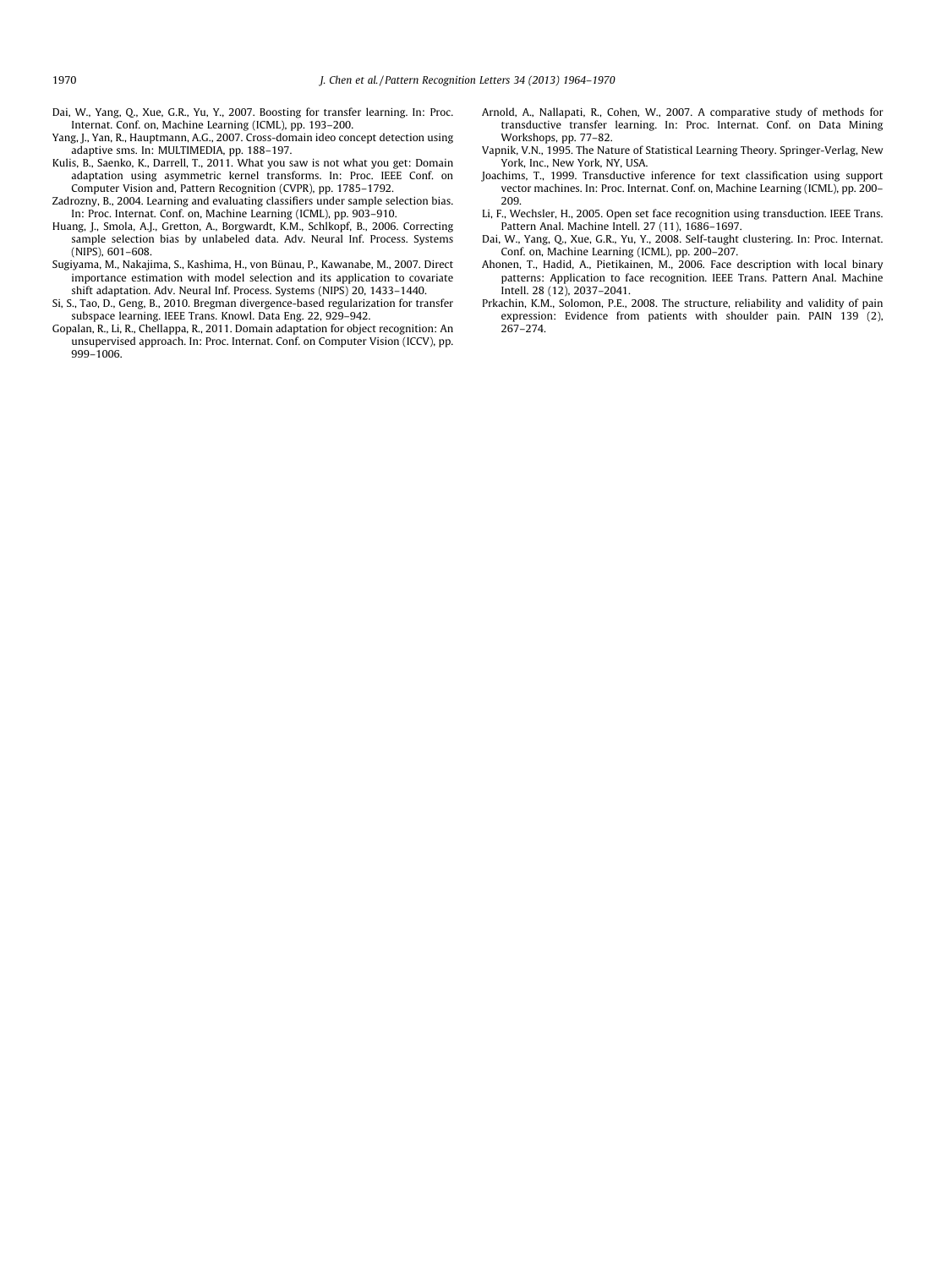Dai, W., Yang, Q., Xue, G.R., Yu, Y., 2007. Boosting for transfer learning. In: Proc. Internat. Conf. on, Machine Learning (ICML), pp. 193–200.

Yang, J., Yan, R., Hauptmann, A.G., 2007. Cross-domain ideo concept detection using adaptive sms. In: MULTIMEDIA, pp. 188–197.

Kulis, B., Saenko, K., Darrell, T., 2011. What you saw is not what you get: Domain adaptation using asymmetric kernel transforms. In: Proc. IEEE Conf. on Computer Vision and, Pattern Recognition (CVPR), pp. 1785–1792.

Zadrozny, B., 2004. Learning and evaluating classifiers under sample selection bias. In: Proc. Internat. Conf. on, Machine Learning (ICML), pp. 903–910.

Huang, J., Smola, A.J., Gretton, A., Borgwardt, K.M., Schlkopf, B., 2006. Correcting sample selection bias by unlabeled data. Adv. Neural Inf. Process. Systems (NIPS), 601–608.

Sugiyama, M., Nakajima, S., Kashima, H., von Bünau, P., Kawanabe, M., 2007. Direct importance estimation with model selection and its application to covariate shift adaptation. Adv. Neural Inf. Process. Systems (NIPS) 20, 1433–1440.

Si, S., Tao, D., Geng, B., 2010. Bregman divergence-based regularization for transfer subspace learning. IEEE Trans. Knowl. Data Eng. 22, 929–942.

Gopalan, R., Li, R., Chellappa, R., 2011. Domain adaptation for object recognition: An unsupervised approach. In: Proc. Internat. Conf. on Computer Vision (ICCV), pp. 999–1006.

Arnold, A., Nallapati, R., Cohen, W., 2007. A comparative study of methods for transductive transfer learning. In: Proc. Internat. Conf. on Data Mining Workshops, pp. 77–82.

Vapnik, V.N., 1995. The Nature of Statistical Learning Theory. Springer-Verlag, New York, Inc., New York, NY, USA.

Joachims, T., 1999. Transductive inference for text classification using support vector machines. In: Proc. Internat. Conf. on, Machine Learning (ICML), pp. 200–209.

Li, F., Wechsler, H., 2005. Open set face recognition using transduction. IEEE Trans. Pattern Anal. Machine Intell. 27 (11), 1686–1697.

Dai, W., Yang, Q., Xue, G.R., Yu, Y., 2008. Self-taught clustering. In: Proc. Internat. Conf. on, Machine Learning (ICML), pp. 200–207.

Ahonen, T., Hadid, A., Pietikainen, M., 2006. Face description with local binary patterns: Application to face recognition. IEEE Trans. Pattern Anal. Machine Intell. 28 (12), 2037–2041.

Prkachin, K.M., Solomon, P.E., 2008. The structure, reliability and validity of pain expression: Evidence from patients with shoulder pain. PAIN 139 (2), 267–274.